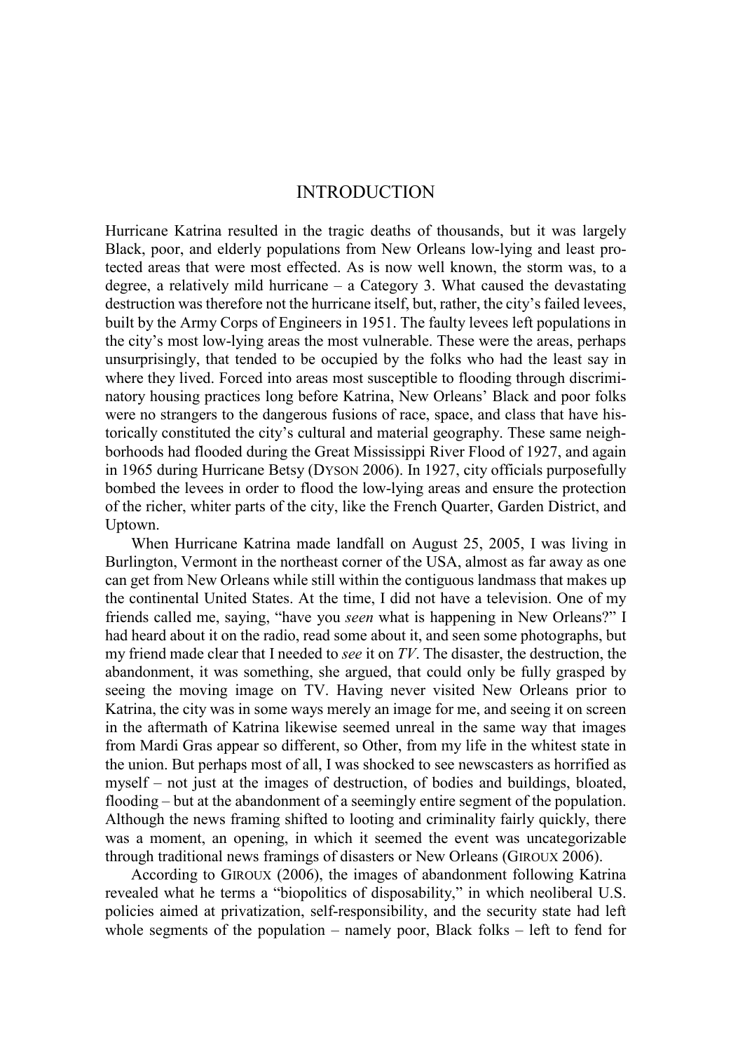# INTRODUCTION

Hurricane Katrina resulted in the tragic deaths of thousands, but it was largely Black, poor, and elderly populations from New Orleans low-lying and least protected areas that were most effected. As is now well known, the storm was, to a degree, a relatively mild hurricane – a Category 3. What caused the devastating destruction was therefore not the hurricane itself, but, rather, the city's failed levees, built by the Army Corps of Engineers in 1951. The faulty levees left populations in the city's most low-lying areas the most vulnerable. These were the areas, perhaps unsurprisingly, that tended to be occupied by the folks who had the least say in where they lived. Forced into areas most susceptible to flooding through discriminatory housing practices long before Katrina, New Orleans' Black and poor folks were no strangers to the dangerous fusions of race, space, and class that have historically constituted the city's cultural and material geography. These same neighborhoods had flooded during the Great Mississippi River Flood of 1927, and again in 1965 during Hurricane Betsy (DYSON 2006). In 1927, city officials purposefully bombed the levees in order to flood the low-lying areas and ensure the protection of the richer, whiter parts of the city, like the French Quarter, Garden District, and Uptown.

When Hurricane Katrina made landfall on August 25, 2005, I was living in Burlington, Vermont in the northeast corner of the USA, almost as far away as one can get from New Orleans while still within the contiguous landmass that makes up the continental United States. At the time, I did not have a television. One of my friends called me, saying, "have you *seen* what is happening in New Orleans?" I had heard about it on the radio, read some about it, and seen some photographs, but my friend made clear that I needed to *see* it on *TV*. The disaster, the destruction, the abandonment, it was something, she argued, that could only be fully grasped by seeing the moving image on TV. Having never visited New Orleans prior to Katrina, the city was in some ways merely an image for me, and seeing it on screen in the aftermath of Katrina likewise seemed unreal in the same way that images from Mardi Gras appear so different, so Other, from my life in the whitest state in the union. But perhaps most of all, I was shocked to see newscasters as horrified as myself – not just at the images of destruction, of bodies and buildings, bloated, flooding – but at the abandonment of a seemingly entire segment of the population. Although the news framing shifted to looting and criminality fairly quickly, there was a moment, an opening, in which it seemed the event was uncategorizable through traditional news framings of disasters or New Orleans (GIROUX 2006).

According to GIROUX (2006), the images of abandonment following Katrina revealed what he terms a "biopolitics of disposability," in which neoliberal U.S. policies aimed at privatization, self-responsibility, and the security state had left whole segments of the population – namely poor, Black folks – left to fend for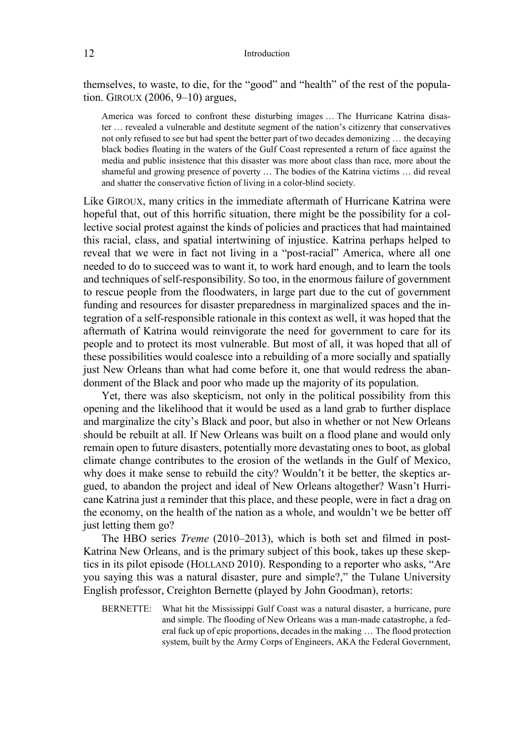themselves, to waste, to die, for the "good" and "health" of the rest of the population. GIROUX (2006, 9–10) argues,

> America was forced to confront these disturbing images … The Hurricane Katrina disaster … revealed a vulnerable and destitute segment of the nation's citizenry that conservatives not only refused to see but had spent the better part of two decades demonizing … the decaying black bodies floating in the waters of the Gulf Coast represented a return of face against the media and public insistence that this disaster was more about class than race, more about the shameful and growing presence of poverty … The bodies of the Katrina victims … did reveal and shatter the conservative fiction of living in a color-blind society.

Like GIROUX, many critics in the immediate aftermath of Hurricane Katrina were hopeful that, out of this horrific situation, there might be the possibility for a collective social protest against the kinds of policies and practices that had maintained this racial, class, and spatial intertwining of injustice. Katrina perhaps helped to reveal that we were in fact not living in a "post-racial" America, where all one needed to do to succeed was to want it, to work hard enough, and to learn the tools and techniques of self-responsibility. So too, in the enormous failure of government to rescue people from the floodwaters, in large part due to the cut of government funding and resources for disaster preparedness in marginalized spaces and the integration of a self-responsible rationale in this context as well, it was hoped that the aftermath of Katrina would reinvigorate the need for government to care for its people and to protect its most vulnerable. But most of all, it was hoped that all of these possibilities would coalesce into a rebuilding of a more socially and spatially just New Orleans than what had come before it, one that would redress the abandonment of the Black and poor who made up the majority of its population.

Yet, there was also skepticism, not only in the political possibility from this opening and the likelihood that it would be used as a land grab to further displace and marginalize the city's Black and poor, but also in whether or not New Orleans should be rebuilt at all. If New Orleans was built on a flood plane and would only remain open to future disasters, potentially more devastating ones to boot, as global climate change contributes to the erosion of the wetlands in the Gulf of Mexico, why does it make sense to rebuild the city? Wouldn't it be better, the skeptics argued, to abandon the project and ideal of New Orleans altogether? Wasn't Hurricane Katrina just a reminder that this place, and these people, were in fact a drag on the economy, on the health of the nation as a whole, and wouldn't we be better off just letting them go?

The HBO series *Treme* (2010–2013), which is both set and filmed in post-Katrina New Orleans, and is the primary subject of this book, takes up these skeptics in its pilot episode (HOLLAND 2010). Responding to a reporter who asks, "Are you saying this was a natural disaster, pure and simple?," the Tulane University English professor, Creighton Bernette (played by John Goodman), retorts:

> BERNETTE: What hit the Mississippi Gulf Coast was a natural disaster, a hurricane, pure and simple. The flooding of New Orleans was a man-made catastrophe, a federal fuck up of epic proportions, decades in the making … The flood protection system, built by the Army Corps of Engineers, AKA the Federal Government,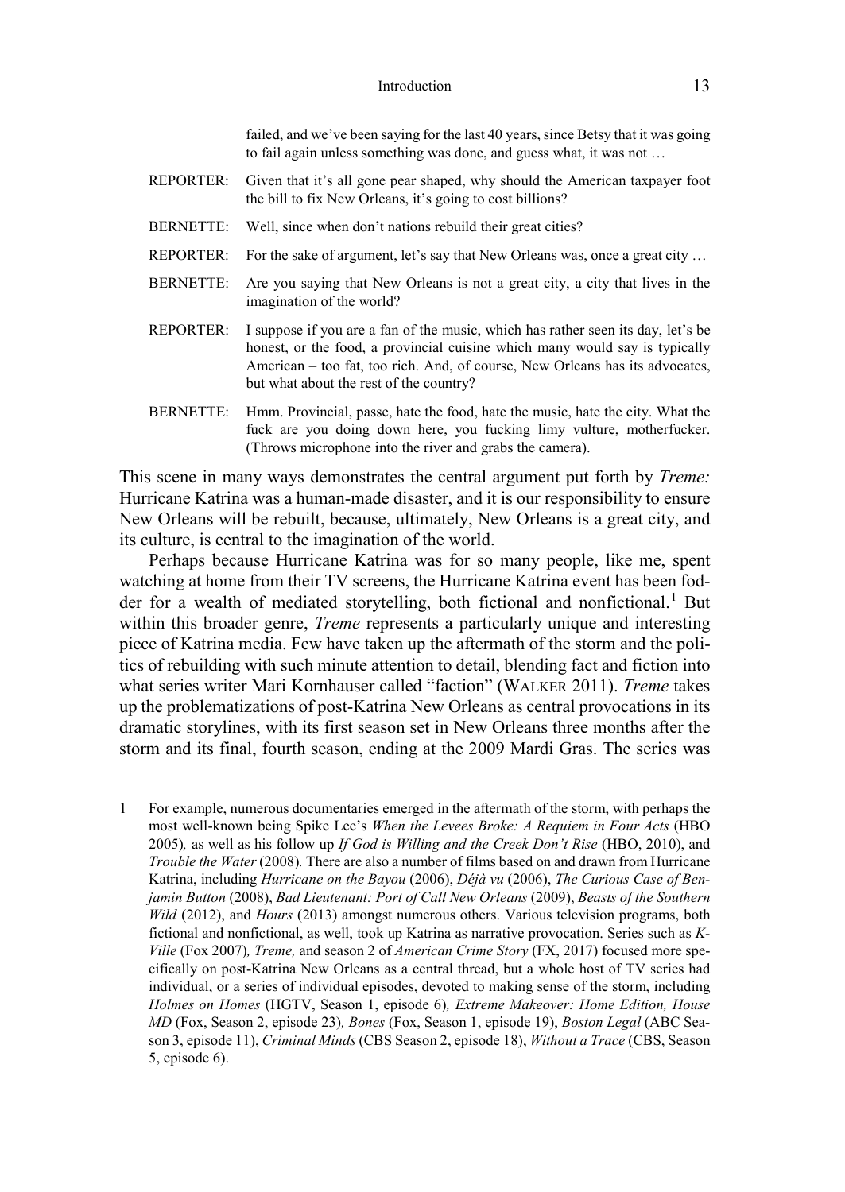failed, and we've been saying for the last 40 years, since Betsy that it was going to fail again unless something was done, and guess what, it was not …

REPORTER: Given that it's all gone pear shaped, why should the American taxpayer foot the bill to fix New Orleans, it's going to cost billions?

BERNETTE: Well, since when don't nations rebuild their great cities?

REPORTER: For the sake of argument, let's say that New Orleans was, once a great city …

BERNETTE: Are you saying that New Orleans is not a great city, a city that lives in the imagination of the world?

REPORTER: I suppose if you are a fan of the music, which has rather seen its day, let's be honest, or the food, a provincial cuisine which many would say is typically American – too fat, too rich. And, of course, New Orleans has its advocates, but what about the rest of the country?

BERNETTE: Hmm. Provincial, passe, hate the food, hate the music, hate the city. What the fuck are you doing down here, you fucking limy vulture, motherfucker. (Throws microphone into the river and grabs the camera).

This scene in many ways demonstrates the central argument put forth by *Treme:* Hurricane Katrina was a human-made disaster, and it is our responsibility to ensure New Orleans will be rebuilt, because, ultimately, New Orleans is a great city, and its culture, is central to the imagination of the world.

Perhaps because Hurricane Katrina was for so many people, like me, spent watching at home from their TV screens, the Hurricane Katrina event has been fodder for a wealth of mediated storytelling, both fictional and nonfictional.[1] But within this broader genre, *Treme* represents a particularly unique and interesting piece of Katrina media. Few have taken up the aftermath of the storm and the politics of rebuilding with such minute attention to detail, blending fact and fiction into what series writer Mari Kornhauser called "faction" (WALKER 2011). *Treme* takes up the problematizations of post-Katrina New Orleans as central provocations in its dramatic storylines, with its first season set in New Orleans three months after the storm and its final, fourth season, ending at the 2009 Mardi Gras. The series was

1 For example, numerous documentaries emerged in the aftermath of the storm, with perhaps the most well-known being Spike Lee's *When the Levees Broke: A Requiem in Four Acts* (HBO 2005), as well as his follow up *If God is Willing and the Creek Don't Rise* (HBO, 2010), and *Trouble the Water* (2008). There are also a number of films based on and drawn from Hurricane Katrina, including *Hurricane on the Bayou* (2006), *Déjà vu* (2006), *The Curious Case of Benjamin Button* (2008), *Bad Lieutenant: Port of Call New Orleans* (2009), *Beasts of the Southern Wild* (2012), and *Hours* (2013) amongst numerous others. Various television programs, both fictional and nonfictional, as well, took up Katrina as narrative provocation. Series such as *K-Ville* (Fox 2007), *Treme,* and season 2 of *American Crime Story* (FX, 2017) focused more specifically on post-Katrina New Orleans as a central thread, but a whole host of TV series had individual, or a series of individual episodes, devoted to making sense of the storm, including *Holmes on Homes* (HGTV, Season 1, episode 6), *Extreme Makeover: Home Edition, House MD* (Fox, Season 2, episode 23), *Bones* (Fox, Season 1, episode 19), *Boston Legal* (ABC Season 3, episode 11), *Criminal Minds* (CBS Season 2, episode 18), *Without a Trace* (CBS, Season 5, episode 6).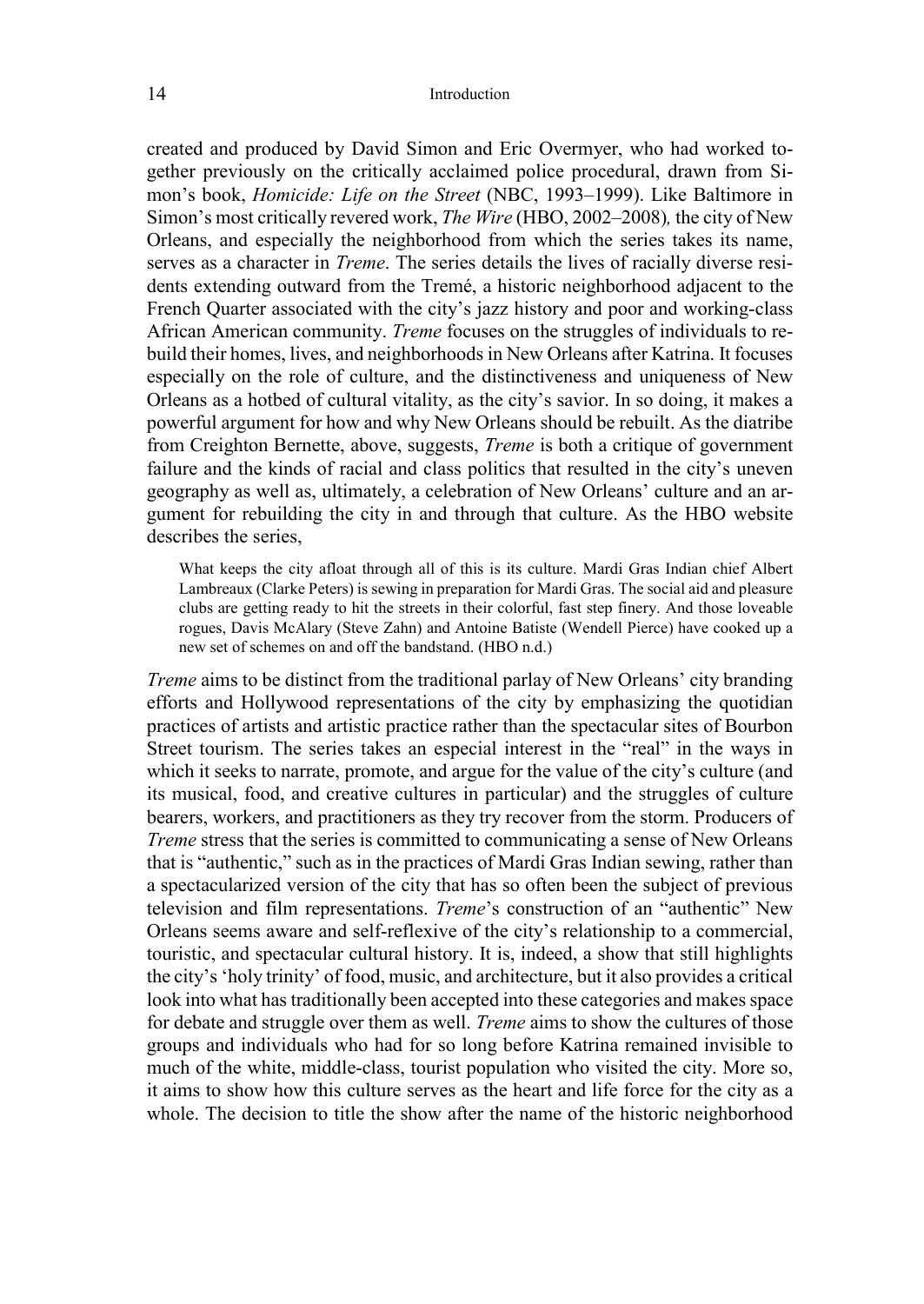created and produced by David Simon and Eric Overmyer, who had worked together previously on the critically acclaimed police procedural, drawn from Simon's book, *Homicide: Life on the Street* (NBC, 1993–1999). Like Baltimore in Simon's most critically revered work, *The Wire* (HBO, 2002–2008), the city of New Orleans, and especially the neighborhood from which the series takes its name, serves as a character in *Treme*. The series details the lives of racially diverse residents extending outward from the Tremé, a historic neighborhood adjacent to the French Quarter associated with the city's jazz history and poor and working-class African American community. *Treme* focuses on the struggles of individuals to rebuild their homes, lives, and neighborhoods in New Orleans after Katrina. It focuses especially on the role of culture, and the distinctiveness and uniqueness of New Orleans as a hotbed of cultural vitality, as the city's savior. In so doing, it makes a powerful argument for how and why New Orleans should be rebuilt. As the diatribe from Creighton Bernette, above, suggests, *Treme* is both a critique of government failure and the kinds of racial and class politics that resulted in the city's uneven geography as well as, ultimately, a celebration of New Orleans' culture and an argument for rebuilding the city in and through that culture. As the HBO website describes the series,

> What keeps the city afloat through all of this is its culture. Mardi Gras Indian chief Albert Lambreaux (Clarke Peters) is sewing in preparation for Mardi Gras. The social aid and pleasure clubs are getting ready to hit the streets in their colorful, fast step finery. And those loveable rogues, Davis McAlary (Steve Zahn) and Antoine Batiste (Wendell Pierce) have cooked up a new set of schemes on and off the bandstand. (HBO n.d.)

*Treme* aims to be distinct from the traditional parlay of New Orleans' city branding efforts and Hollywood representations of the city by emphasizing the quotidian practices of artists and artistic practice rather than the spectacular sites of Bourbon Street tourism. The series takes an especial interest in the "real" in the ways in which it seeks to narrate, promote, and argue for the value of the city's culture (and its musical, food, and creative cultures in particular) and the struggles of culture bearers, workers, and practitioners as they try recover from the storm. Producers of *Treme* stress that the series is committed to communicating a sense of New Orleans that is "authentic," such as in the practices of Mardi Gras Indian sewing, rather than a spectacularized version of the city that has so often been the subject of previous television and film representations. *Treme*'s construction of an "authentic" New Orleans seems aware and self-reflexive of the city's relationship to a commercial, touristic, and spectacular cultural history. It is, indeed, a show that still highlights the city's 'holy trinity' of food, music, and architecture, but it also provides a critical look into what has traditionally been accepted into these categories and makes space for debate and struggle over them as well. *Treme* aims to show the cultures of those groups and individuals who had for so long before Katrina remained invisible to much of the white, middle-class, tourist population who visited the city. More so, it aims to show how this culture serves as the heart and life force for the city as a whole. The decision to title the show after the name of the historic neighborhood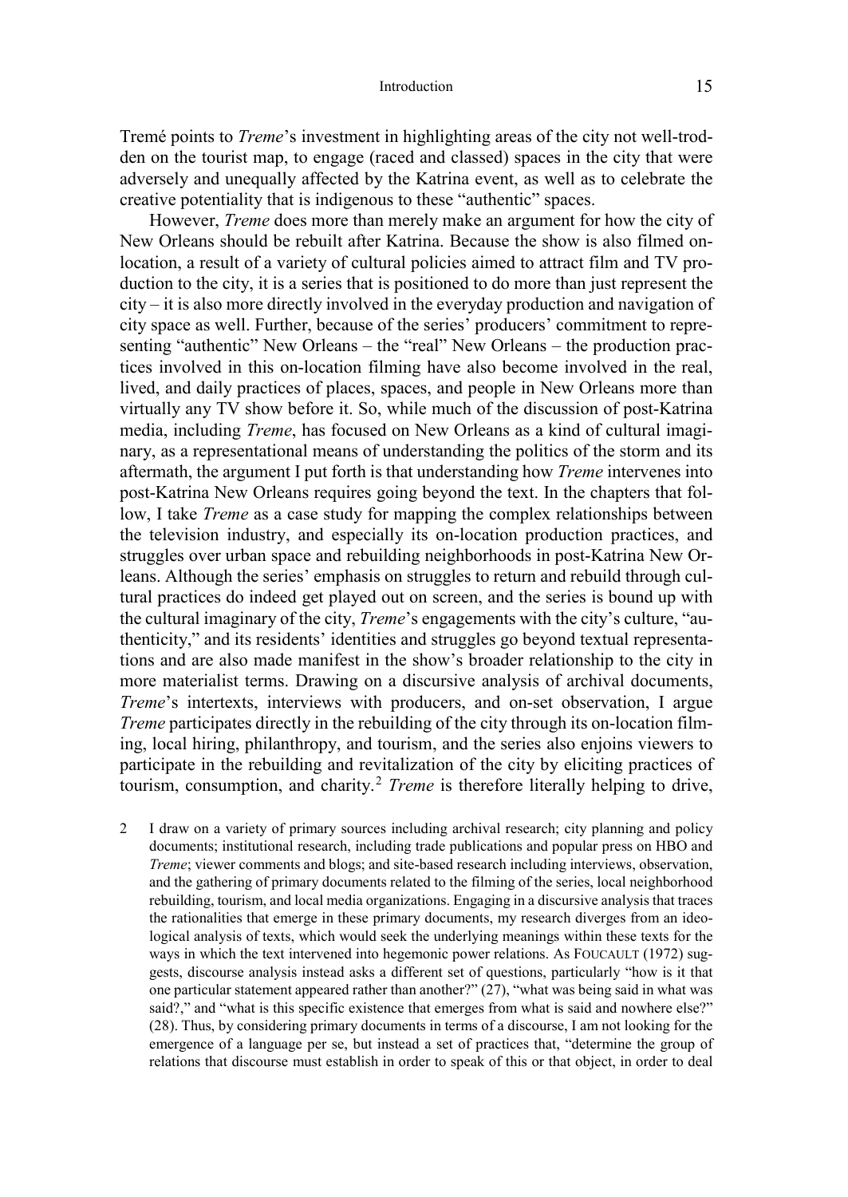Tremé points to *Treme*'s investment in highlighting areas of the city not well-trodden on the tourist map, to engage (raced and classed) spaces in the city that were adversely and unequally affected by the Katrina event, as well as to celebrate the creative potentiality that is indigenous to these "authentic" spaces.

However, *Treme* does more than merely make an argument for how the city of New Orleans should be rebuilt after Katrina. Because the show is also filmed on-location, a result of a variety of cultural policies aimed to attract film and TV production to the city, it is a series that is positioned to do more than just represent the city – it is also more directly involved in the everyday production and navigation of city space as well. Further, because of the series' producers' commitment to representing "authentic" New Orleans – the "real" New Orleans – the production practices involved in this on-location filming have also become involved in the real, lived, and daily practices of places, spaces, and people in New Orleans more than virtually any TV show before it. So, while much of the discussion of post-Katrina media, including *Treme*, has focused on New Orleans as a kind of cultural imaginary, as a representational means of understanding the politics of the storm and its aftermath, the argument I put forth is that understanding how *Treme* intervenes into post-Katrina New Orleans requires going beyond the text. In the chapters that follow, I take *Treme* as a case study for mapping the complex relationships between the television industry, and especially its on-location production practices, and struggles over urban space and rebuilding neighborhoods in post-Katrina New Orleans. Although the series' emphasis on struggles to return and rebuild through cultural practices do indeed get played out on screen, and the series is bound up with the cultural imaginary of the city, *Treme*'s engagements with the city's culture, "authenticity," and its residents' identities and struggles go beyond textual representations and are also made manifest in the show's broader relationship to the city in more materialist terms. Drawing on a discursive analysis of archival documents, *Treme*'s intertexts, interviews with producers, and on-set observation, I argue *Treme* participates directly in the rebuilding of the city through its on-location filming, local hiring, philanthropy, and tourism, and the series also enjoins viewers to participate in the rebuilding and revitalization of the city by eliciting practices of tourism, consumption, and charity.[2] *Treme* is therefore literally helping to drive,

2 I draw on a variety of primary sources including archival research; city planning and policy documents; institutional research, including trade publications and popular press on HBO and *Treme*; viewer comments and blogs; and site-based research including interviews, observation, and the gathering of primary documents related to the filming of the series, local neighborhood rebuilding, tourism, and local media organizations. Engaging in a discursive analysis that traces the rationalities that emerge in these primary documents, my research diverges from an ideological analysis of texts, which would seek the underlying meanings within these texts for the ways in which the text intervened into hegemonic power relations. As FOUCAULT (1972) suggests, discourse analysis instead asks a different set of questions, particularly "how is it that one particular statement appeared rather than another?" (27), "what was being said in what was said?," and "what is this specific existence that emerges from what is said and nowhere else?" (28). Thus, by considering primary documents in terms of a discourse, I am not looking for the emergence of a language per se, but instead a set of practices that, "determine the group of relations that discourse must establish in order to speak of this or that object, in order to deal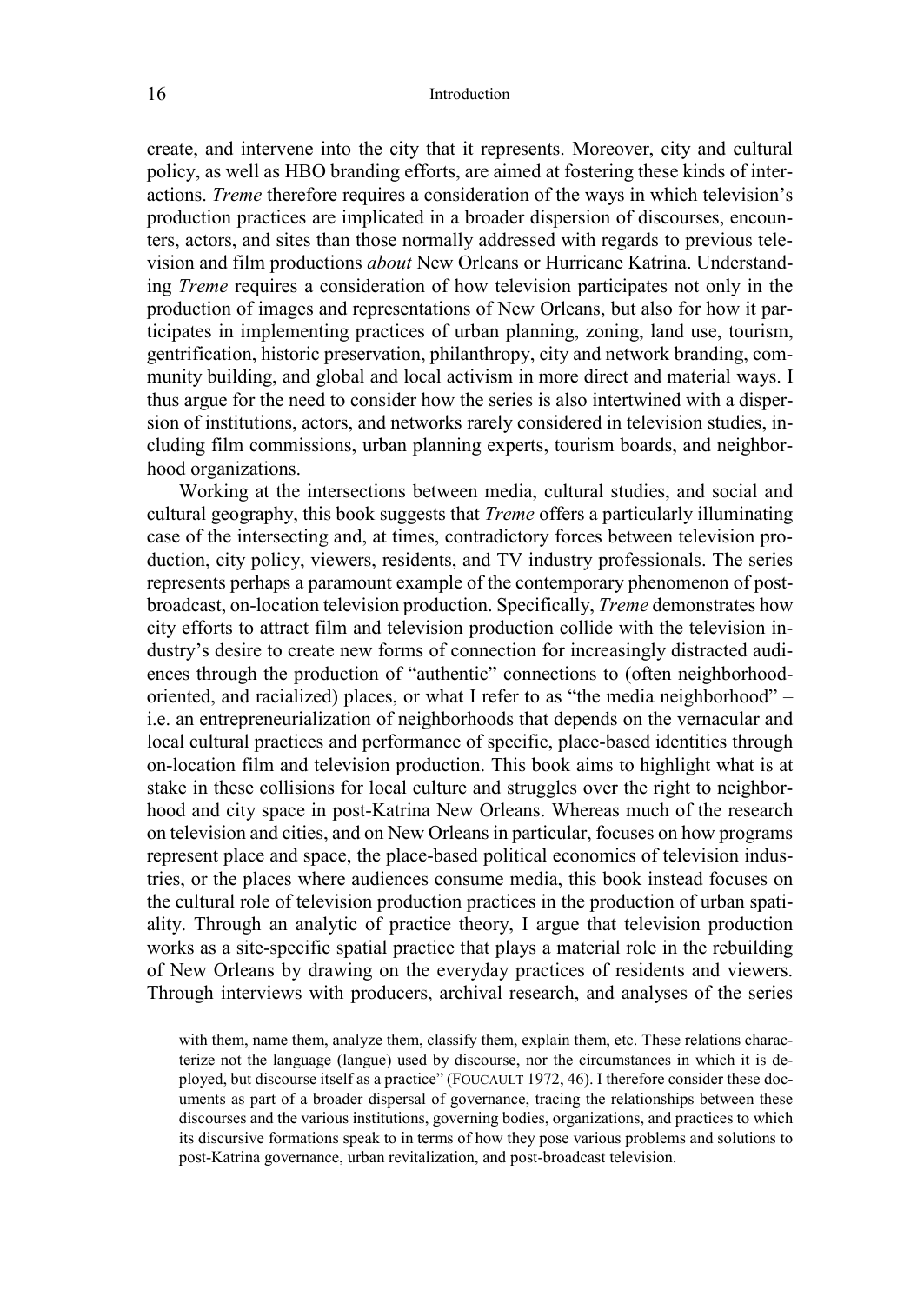create, and intervene into the city that it represents. Moreover, city and cultural policy, as well as HBO branding efforts, are aimed at fostering these kinds of interactions. *Treme* therefore requires a consideration of the ways in which television's production practices are implicated in a broader dispersion of discourses, encounters, actors, and sites than those normally addressed with regards to previous television and film productions *about* New Orleans or Hurricane Katrina. Understanding *Treme* requires a consideration of how television participates not only in the production of images and representations of New Orleans, but also for how it participates in implementing practices of urban planning, zoning, land use, tourism, gentrification, historic preservation, philanthropy, city and network branding, community building, and global and local activism in more direct and material ways. I thus argue for the need to consider how the series is also intertwined with a dispersion of institutions, actors, and networks rarely considered in television studies, including film commissions, urban planning experts, tourism boards, and neighborhood organizations.

Working at the intersections between media, cultural studies, and social and cultural geography, this book suggests that *Treme* offers a particularly illuminating case of the intersecting and, at times, contradictory forces between television production, city policy, viewers, residents, and TV industry professionals. The series represents perhaps a paramount example of the contemporary phenomenon of post-broadcast, on-location television production. Specifically, *Treme* demonstrates how city efforts to attract film and television production collide with the television industry's desire to create new forms of connection for increasingly distracted audiences through the production of "authentic" connections to (often neighborhood-oriented, and racialized) places, or what I refer to as "the media neighborhood" – i.e. an entrepreneurialization of neighborhoods that depends on the vernacular and local cultural practices and performance of specific, place-based identities through on-location film and television production. This book aims to highlight what is at stake in these collisions for local culture and struggles over the right to neighborhood and city space in post-Katrina New Orleans. Whereas much of the research on television and cities, and on New Orleans in particular, focuses on how programs represent place and space, the place-based political economics of television industries, or the places where audiences consume media, this book instead focuses on the cultural role of television production practices in the production of urban spatiality. Through an analytic of practice theory, I argue that television production works as a site-specific spatial practice that plays a material role in the rebuilding of New Orleans by drawing on the everyday practices of residents and viewers. Through interviews with producers, archival research, and analyses of the series

with them, name them, analyze them, classify them, explain them, etc. These relations characterize not the language (langue) used by discourse, nor the circumstances in which it is deployed, but discourse itself as a practice" (Foucault 1972, 46). I therefore consider these documents as part of a broader dispersal of governance, tracing the relationships between these discourses and the various institutions, governing bodies, organizations, and practices to which its discursive formations speak to in terms of how they pose various problems and solutions to post-Katrina governance, urban revitalization, and post-broadcast television.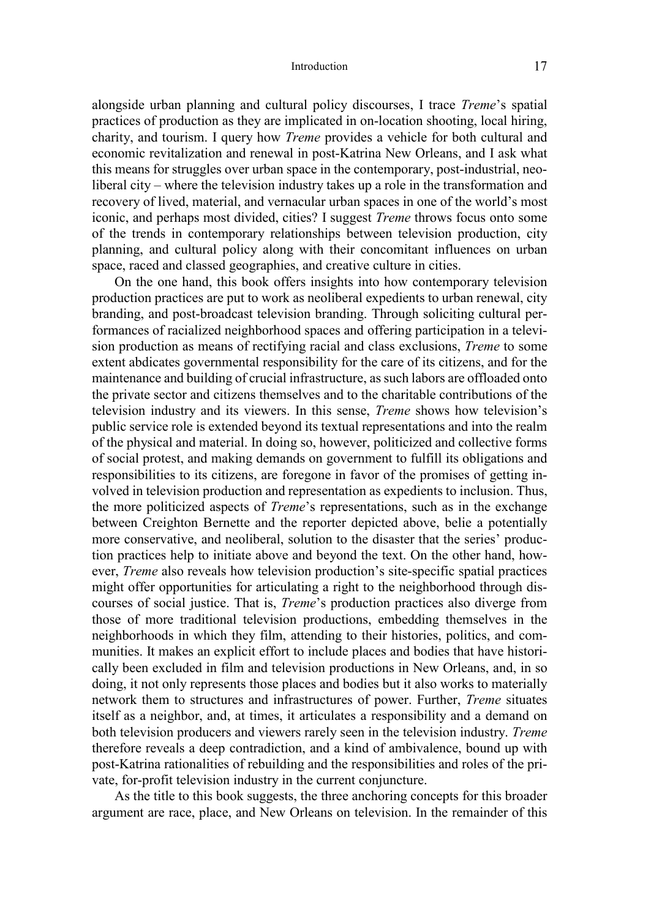alongside urban planning and cultural policy discourses, I trace *Treme*'s spatial practices of production as they are implicated in on-location shooting, local hiring, charity, and tourism. I query how *Treme* provides a vehicle for both cultural and economic revitalization and renewal in post-Katrina New Orleans, and I ask what this means for struggles over urban space in the contemporary, post-industrial, neoliberal city – where the television industry takes up a role in the transformation and recovery of lived, material, and vernacular urban spaces in one of the world's most iconic, and perhaps most divided, cities? I suggest *Treme* throws focus onto some of the trends in contemporary relationships between television production, city planning, and cultural policy along with their concomitant influences on urban space, raced and classed geographies, and creative culture in cities.

On the one hand, this book offers insights into how contemporary television production practices are put to work as neoliberal expedients to urban renewal, city branding, and post-broadcast television branding. Through soliciting cultural performances of racialized neighborhood spaces and offering participation in a television production as means of rectifying racial and class exclusions, *Treme* to some extent abdicates governmental responsibility for the care of its citizens, and for the maintenance and building of crucial infrastructure, as such labors are offloaded onto the private sector and citizens themselves and to the charitable contributions of the television industry and its viewers. In this sense, *Treme* shows how television's public service role is extended beyond its textual representations and into the realm of the physical and material. In doing so, however, politicized and collective forms of social protest, and making demands on government to fulfill its obligations and responsibilities to its citizens, are foregone in favor of the promises of getting involved in television production and representation as expedients to inclusion. Thus, the more politicized aspects of *Treme*'s representations, such as in the exchange between Creighton Bernette and the reporter depicted above, belie a potentially more conservative, and neoliberal, solution to the disaster that the series' production practices help to initiate above and beyond the text. On the other hand, however, *Treme* also reveals how television production's site-specific spatial practices might offer opportunities for articulating a right to the neighborhood through discourses of social justice. That is, *Treme*'s production practices also diverge from those of more traditional television productions, embedding themselves in the neighborhoods in which they film, attending to their histories, politics, and communities. It makes an explicit effort to include places and bodies that have historically been excluded in film and television productions in New Orleans, and, in so doing, it not only represents those places and bodies but it also works to materially network them to structures and infrastructures of power. Further, *Treme* situates itself as a neighbor, and, at times, it articulates a responsibility and a demand on both television producers and viewers rarely seen in the television industry. *Treme* therefore reveals a deep contradiction, and a kind of ambivalence, bound up with post-Katrina rationalities of rebuilding and the responsibilities and roles of the private, for-profit television industry in the current conjuncture.

As the title to this book suggests, the three anchoring concepts for this broader argument are race, place, and New Orleans on television. In the remainder of this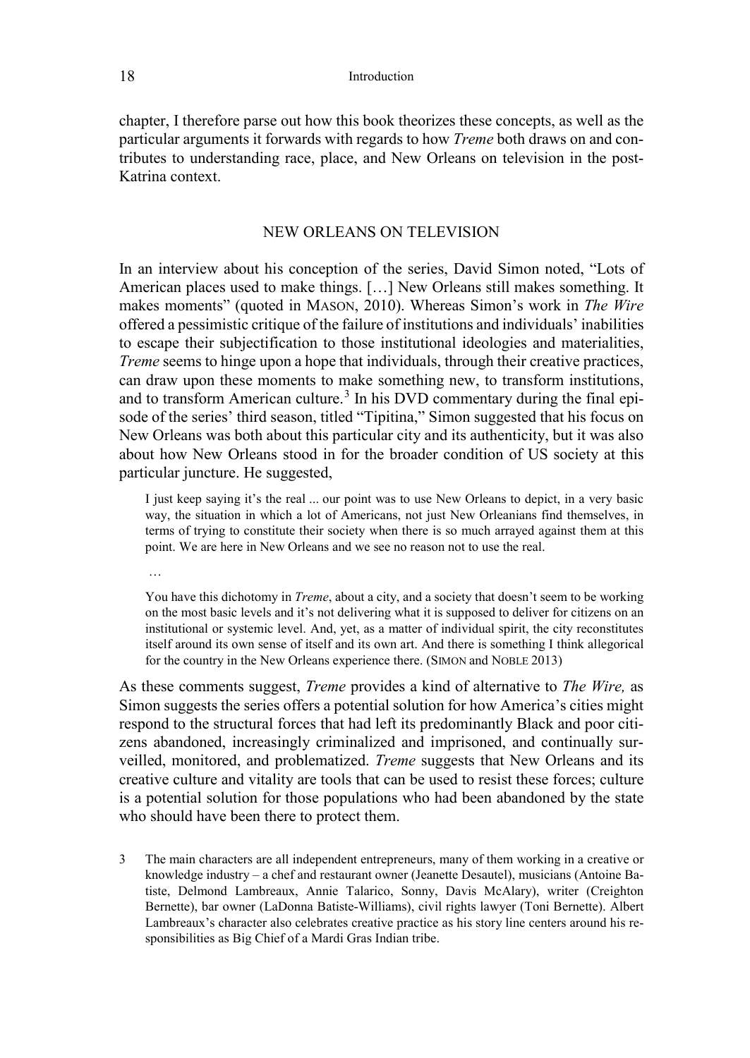chapter, I therefore parse out how this book theorizes these concepts, as well as the particular arguments it forwards with regards to how *Treme* both draws on and contributes to understanding race, place, and New Orleans on television in the post-Katrina context.

## NEW ORLEANS ON TELEVISION

In an interview about his conception of the series, David Simon noted, "Lots of American places used to make things. […] New Orleans still makes something. It makes moments" (quoted in MASON, 2010). Whereas Simon's work in *The Wire* offered a pessimistic critique of the failure of institutions and individuals' inabilities to escape their subjectification to those institutional ideologies and materialities, *Treme* seems to hinge upon a hope that individuals, through their creative practices, can draw upon these moments to make something new, to transform institutions, and to transform American culture.[3] In his DVD commentary during the final episode of the series' third season, titled "Tipitina," Simon suggested that his focus on New Orleans was both about this particular city and its authenticity, but it was also about how New Orleans stood in for the broader condition of US society at this particular juncture. He suggested,

> I just keep saying it's the real ... our point was to use New Orleans to depict, in a very basic way, the situation in which a lot of Americans, not just New Orleanians find themselves, in terms of trying to constitute their society when there is so much arrayed against them at this point. We are here in New Orleans and we see no reason not to use the real.
>
> …
>
> You have this dichotomy in *Treme*, about a city, and a society that doesn't seem to be working on the most basic levels and it's not delivering what it is supposed to deliver for citizens on an institutional or systemic level. And, yet, as a matter of individual spirit, the city reconstitutes itself around its own sense of itself and its own art. And there is something I think allegorical for the country in the New Orleans experience there. (SIMON and NOBLE 2013)

As these comments suggest, *Treme* provides a kind of alternative to *The Wire,* as Simon suggests the series offers a potential solution for how America's cities might respond to the structural forces that had left its predominantly Black and poor citizens abandoned, increasingly criminalized and imprisoned, and continually surveilled, monitored, and problematized. *Treme* suggests that New Orleans and its creative culture and vitality are tools that can be used to resist these forces; culture is a potential solution for those populations who had been abandoned by the state who should have been there to protect them.

3 The main characters are all independent entrepreneurs, many of them working in a creative or knowledge industry – a chef and restaurant owner (Jeanette Desautel), musicians (Antoine Batiste, Delmond Lambreaux, Annie Talarico, Sonny, Davis McAlary), writer (Creighton Bernette), bar owner (LaDonna Batiste-Williams), civil rights lawyer (Toni Bernette). Albert Lambreaux's character also celebrates creative practice as his story line centers around his responsibilities as Big Chief of a Mardi Gras Indian tribe.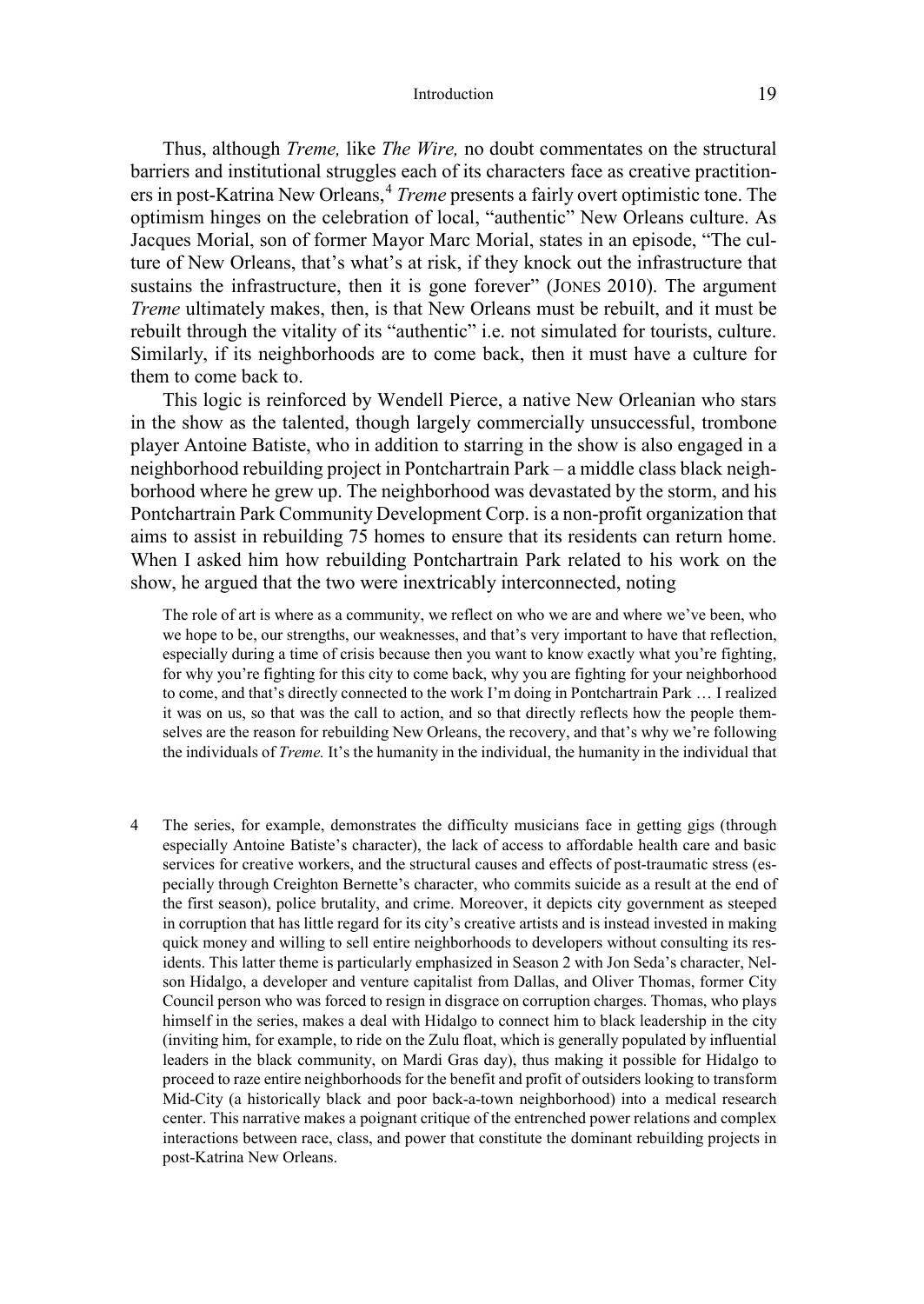Thus, although *Treme,* like *The Wire,* no doubt commentates on the structural barriers and institutional struggles each of its characters face as creative practitioners in post-Katrina New Orleans,[4] *Treme* presents a fairly overt optimistic tone. The optimism hinges on the celebration of local, "authentic" New Orleans culture. As Jacques Morial, son of former Mayor Marc Morial, states in an episode, "The culture of New Orleans, that's what's at risk, if they knock out the infrastructure that sustains the infrastructure, then it is gone forever" (JONES 2010). The argument *Treme* ultimately makes, then, is that New Orleans must be rebuilt, and it must be rebuilt through the vitality of its "authentic" i.e. not simulated for tourists, culture. Similarly, if its neighborhoods are to come back, then it must have a culture for them to come back to.

This logic is reinforced by Wendell Pierce, a native New Orleanian who stars in the show as the talented, though largely commercially unsuccessful, trombone player Antoine Batiste, who in addition to starring in the show is also engaged in a neighborhood rebuilding project in Pontchartrain Park – a middle class black neighborhood where he grew up. The neighborhood was devastated by the storm, and his Pontchartrain Park Community Development Corp. is a non-profit organization that aims to assist in rebuilding 75 homes to ensure that its residents can return home. When I asked him how rebuilding Pontchartrain Park related to his work on the show, he argued that the two were inextricably interconnected, noting

> The role of art is where as a community, we reflect on who we are and where we've been, who we hope to be, our strengths, our weaknesses, and that's very important to have that reflection, especially during a time of crisis because then you want to know exactly what you're fighting, for why you're fighting for this city to come back, why you are fighting for your neighborhood to come, and that's directly connected to the work I'm doing in Pontchartrain Park … I realized it was on us, so that was the call to action, and so that directly reflects how the people themselves are the reason for rebuilding New Orleans, the recovery, and that's why we're following the individuals of *Treme.* It's the humanity in the individual, the humanity in the individual that

4 The series, for example, demonstrates the difficulty musicians face in getting gigs (through especially Antoine Batiste's character), the lack of access to affordable health care and basic services for creative workers, and the structural causes and effects of post-traumatic stress (especially through Creighton Bernette's character, who commits suicide as a result at the end of the first season), police brutality, and crime. Moreover, it depicts city government as steeped in corruption that has little regard for its city's creative artists and is instead invested in making quick money and willing to sell entire neighborhoods to developers without consulting its residents. This latter theme is particularly emphasized in Season 2 with Jon Seda's character, Nelson Hidalgo, a developer and venture capitalist from Dallas, and Oliver Thomas, former City Council person who was forced to resign in disgrace on corruption charges. Thomas, who plays himself in the series, makes a deal with Hidalgo to connect him to black leadership in the city (inviting him, for example, to ride on the Zulu float, which is generally populated by influential leaders in the black community, on Mardi Gras day), thus making it possible for Hidalgo to proceed to raze entire neighborhoods for the benefit and profit of outsiders looking to transform Mid-City (a historically black and poor back-a-town neighborhood) into a medical research center. This narrative makes a poignant critique of the entrenched power relations and complex interactions between race, class, and power that constitute the dominant rebuilding projects in post-Katrina New Orleans.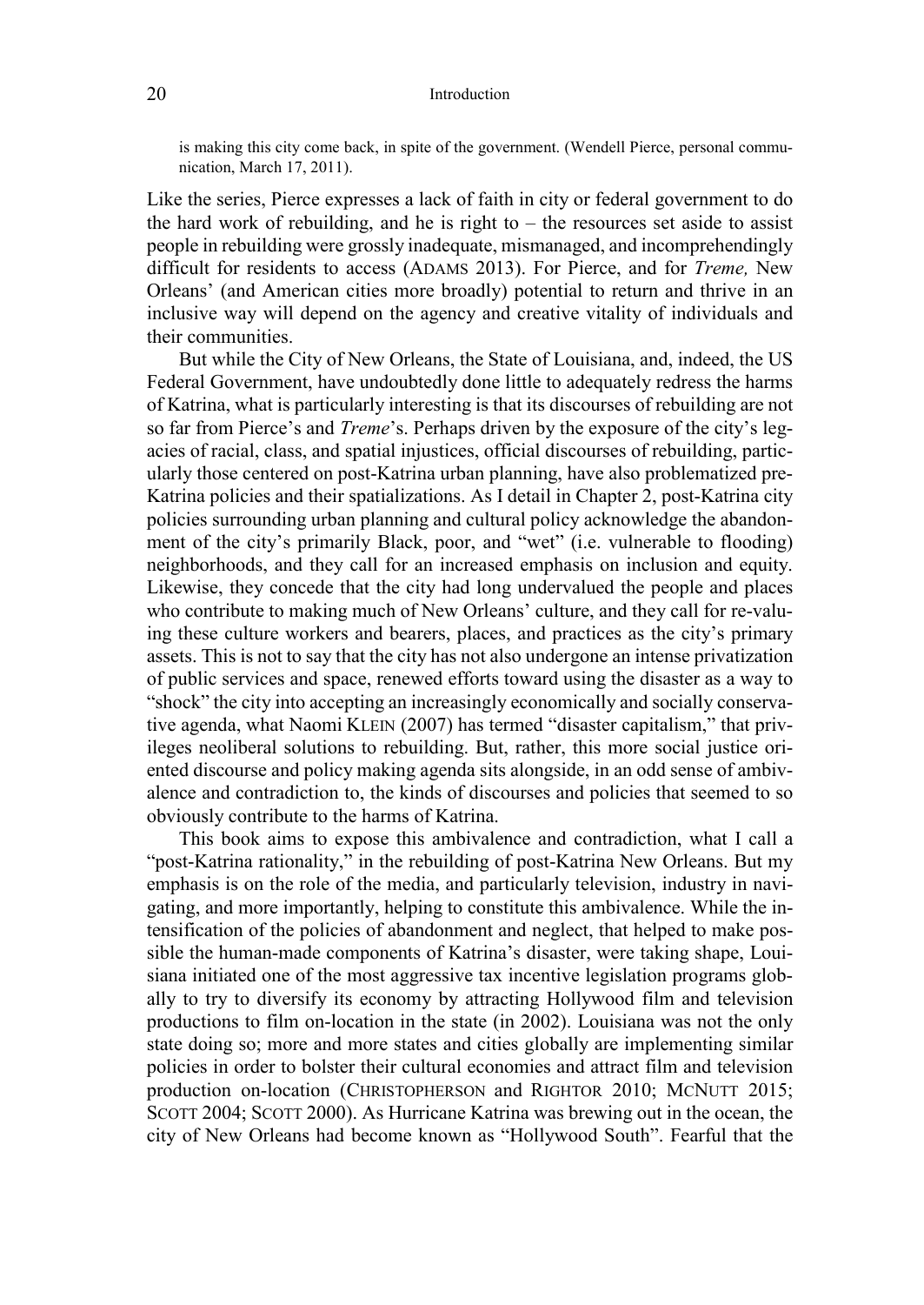is making this city come back, in spite of the government. (Wendell Pierce, personal communication, March 17, 2011).

Like the series, Pierce expresses a lack of faith in city or federal government to do the hard work of rebuilding, and he is right to – the resources set aside to assist people in rebuilding were grossly inadequate, mismanaged, and incomprehendingly difficult for residents to access (ADAMS 2013). For Pierce, and for *Treme,* New Orleans' (and American cities more broadly) potential to return and thrive in an inclusive way will depend on the agency and creative vitality of individuals and their communities.

But while the City of New Orleans, the State of Louisiana, and, indeed, the US Federal Government, have undoubtedly done little to adequately redress the harms of Katrina, what is particularly interesting is that its discourses of rebuilding are not so far from Pierce's and *Treme*'s. Perhaps driven by the exposure of the city's legacies of racial, class, and spatial injustices, official discourses of rebuilding, particularly those centered on post-Katrina urban planning, have also problematized pre-Katrina policies and their spatializations. As I detail in Chapter 2, post-Katrina city policies surrounding urban planning and cultural policy acknowledge the abandonment of the city's primarily Black, poor, and "wet" (i.e. vulnerable to flooding) neighborhoods, and they call for an increased emphasis on inclusion and equity. Likewise, they concede that the city had long undervalued the people and places who contribute to making much of New Orleans' culture, and they call for re-valuing these culture workers and bearers, places, and practices as the city's primary assets. This is not to say that the city has not also undergone an intense privatization of public services and space, renewed efforts toward using the disaster as a way to "shock" the city into accepting an increasingly economically and socially conservative agenda, what Naomi KLEIN (2007) has termed "disaster capitalism," that privileges neoliberal solutions to rebuilding. But, rather, this more social justice oriented discourse and policy making agenda sits alongside, in an odd sense of ambivalence and contradiction to, the kinds of discourses and policies that seemed to so obviously contribute to the harms of Katrina.

This book aims to expose this ambivalence and contradiction, what I call a "post-Katrina rationality," in the rebuilding of post-Katrina New Orleans. But my emphasis is on the role of the media, and particularly television, industry in navigating, and more importantly, helping to constitute this ambivalence. While the intensification of the policies of abandonment and neglect, that helped to make possible the human-made components of Katrina's disaster, were taking shape, Louisiana initiated one of the most aggressive tax incentive legislation programs globally to try to diversify its economy by attracting Hollywood film and television productions to film on-location in the state (in 2002). Louisiana was not the only state doing so; more and more states and cities globally are implementing similar policies in order to bolster their cultural economies and attract film and television production on-location (CHRISTOPHERSON and RIGHTOR 2010; MCNUTT 2015; SCOTT 2004; SCOTT 2000). As Hurricane Katrina was brewing out in the ocean, the city of New Orleans had become known as "Hollywood South". Fearful that the